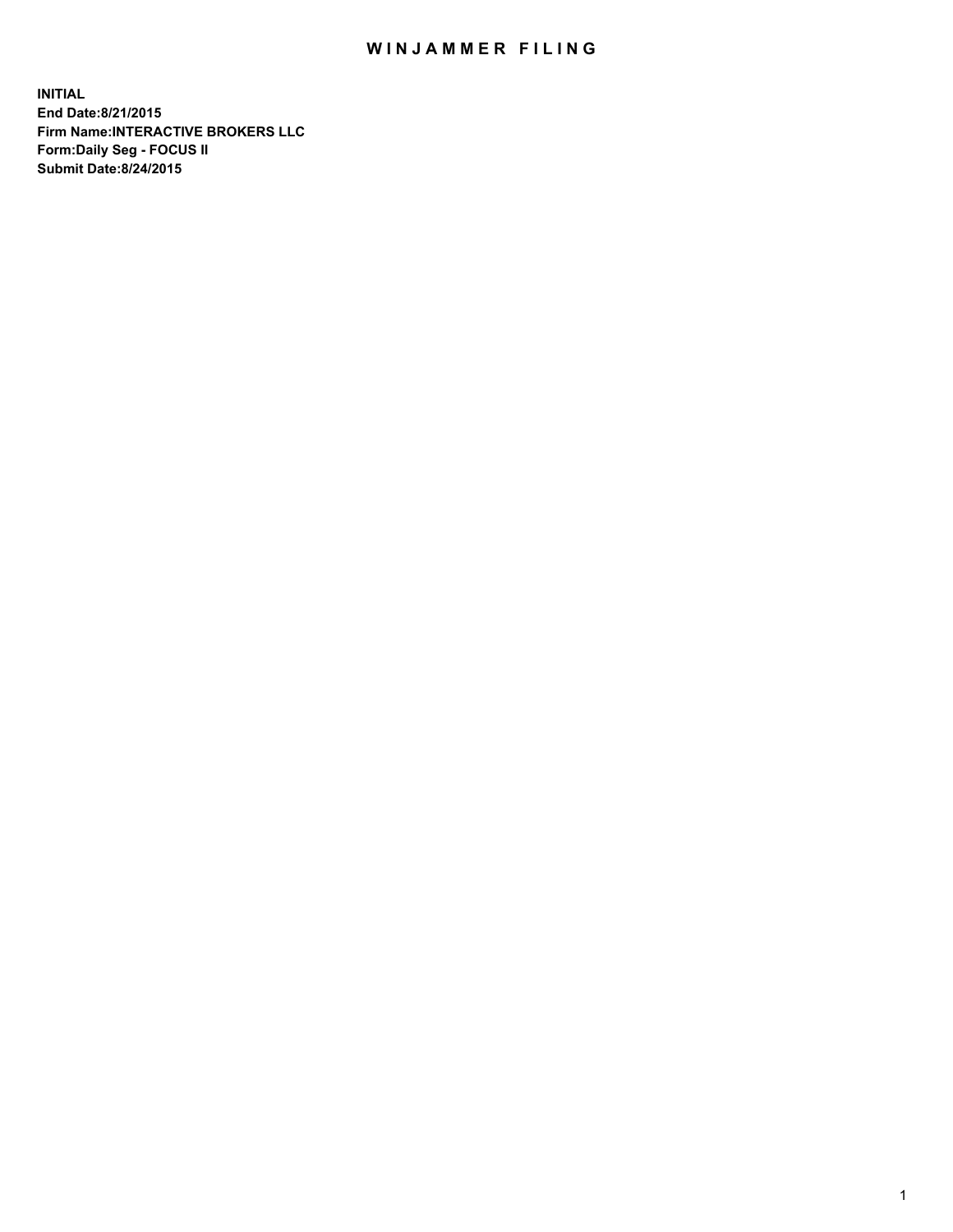# WINJAMMER FILING

**INITIAL**
**End Date:8/21/2015**
**Firm Name:INTERACTIVE BROKERS LLC**
**Form:Daily Seg - FOCUS II**
**Submit Date:8/24/2015**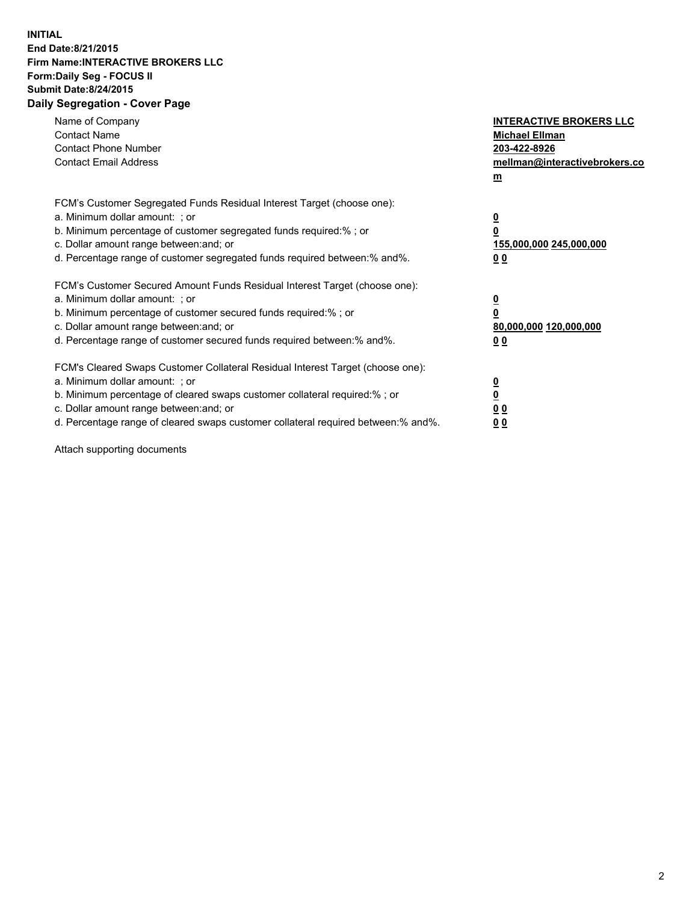**INITIAL**
**End Date:8/21/2015**
**Firm Name:INTERACTIVE BROKERS LLC**
**Form:Daily Seg - FOCUS II**
**Submit Date:8/24/2015**
**Daily Segregation - Cover Page**

| | |
|---|---|
| Name of Company | **INTERACTIVE BROKERS LLC** |
| Contact Name | **Michael Ellman** |
| Contact Phone Number | **203-422-8926** |
| Contact Email Address | **mellman@interactivebrokers.com** |

FCM's Customer Segregated Funds Residual Interest Target (choose one):

| | |
|---|---|
| a. Minimum dollar amount: ; or | **0** |
| b. Minimum percentage of customer segregated funds required:% ; or | **0** |
| c. Dollar amount range between:and; or | **155,000,000 245,000,000** |
| d. Percentage range of customer segregated funds required between:% and%. | **0 0** |

FCM's Customer Secured Amount Funds Residual Interest Target (choose one):

| | |
|---|---|
| a. Minimum dollar amount: ; or | **0** |
| b. Minimum percentage of customer secured funds required:% ; or | **0** |
| c. Dollar amount range between:and; or | **80,000,000 120,000,000** |
| d. Percentage range of customer secured funds required between:% and%. | **0 0** |

FCM's Cleared Swaps Customer Collateral Residual Interest Target (choose one):

| | |
|---|---|
| a. Minimum dollar amount: ; or | **0** |
| b. Minimum percentage of cleared swaps customer collateral required:% ; or | **0** |
| c. Dollar amount range between:and; or | **0 0** |
| d. Percentage range of cleared swaps customer collateral required between:% and%. | **0 0** |

Attach supporting documents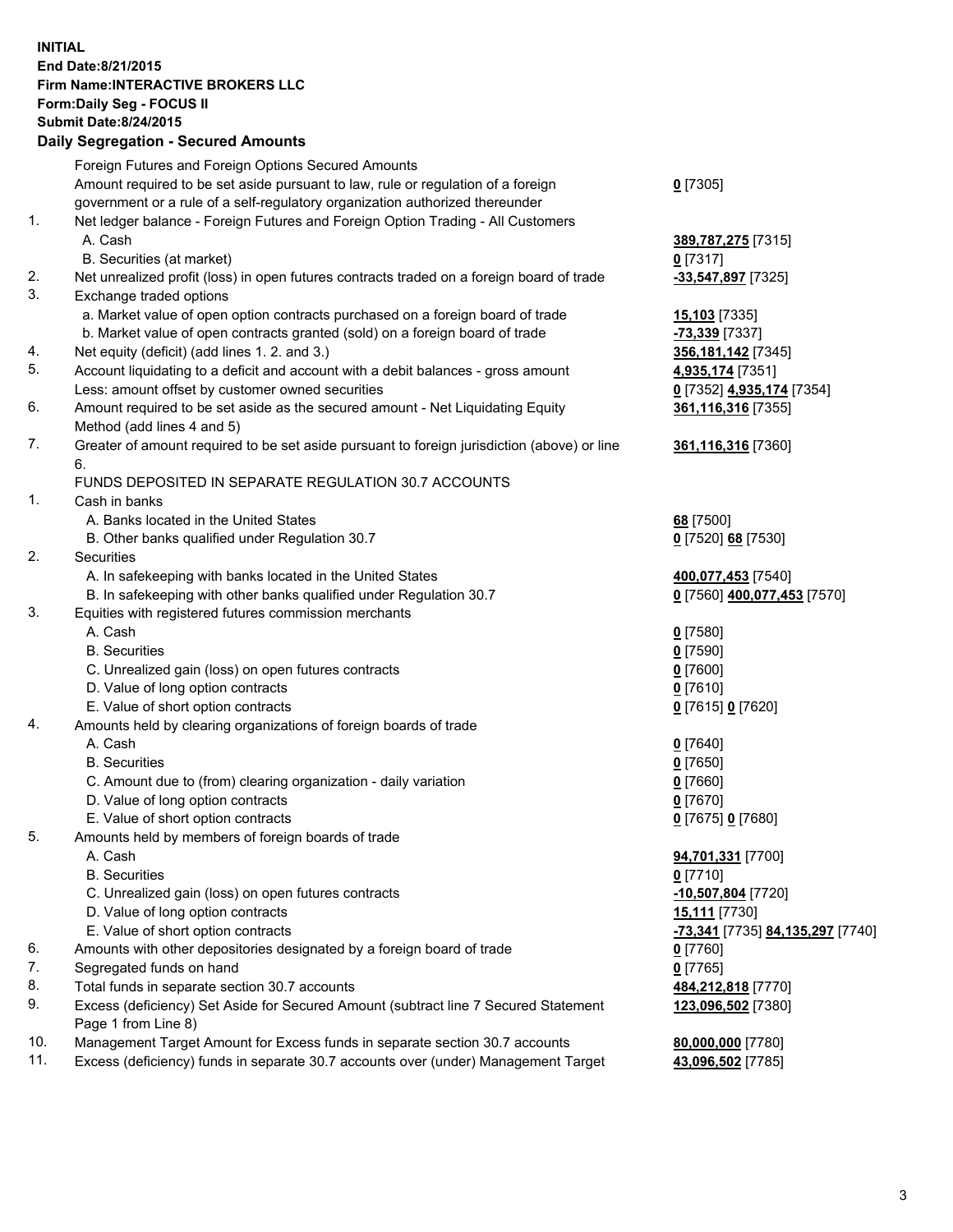**INITIAL**
**End Date:8/21/2015**
**Firm Name:INTERACTIVE BROKERS LLC**
**Form:Daily Seg - FOCUS II**
**Submit Date:8/24/2015**

**Daily Segregation - Secured Amounts**

| | | |
|---|---|---|
| | Foreign Futures and Foreign Options Secured Amounts | |
| | Amount required to be set aside pursuant to law, rule or regulation of a foreign government or a rule of a self-regulatory organization authorized thereunder | **0** [7305] |
| 1. | Net ledger balance - Foreign Futures and Foreign Option Trading - All Customers | |
| | A. Cash | **389,787,275** [7315] |
| | B. Securities (at market) | **0** [7317] |
| 2. | Net unrealized profit (loss) in open futures contracts traded on a foreign board of trade | **-33,547,897** [7325] |
| 3. | Exchange traded options | |
| | a. Market value of open option contracts purchased on a foreign board of trade | **15,103** [7335] |
| | b. Market value of open contracts granted (sold) on a foreign board of trade | **-73,339** [7337] |
| 4. | Net equity (deficit) (add lines 1. 2. and 3.) | **356,181,142** [7345] |
| 5. | Account liquidating to a deficit and account with a debit balances - gross amount | **4,935,174** [7351] |
| | Less: amount offset by customer owned securities | **0** [7352] **4,935,174** [7354] |
| 6. | Amount required to be set aside as the secured amount - Net Liquidating Equity Method (add lines 4 and 5) | **361,116,316** [7355] |
| 7. | Greater of amount required to be set aside pursuant to foreign jurisdiction (above) or line 6. | **361,116,316** [7360] |
| | FUNDS DEPOSITED IN SEPARATE REGULATION 30.7 ACCOUNTS | |
| 1. | Cash in banks | |
| | A. Banks located in the United States | **68** [7500] |
| | B. Other banks qualified under Regulation 30.7 | **0** [7520] **68** [7530] |
| 2. | Securities | |
| | A. In safekeeping with banks located in the United States | **400,077,453** [7540] |
| | B. In safekeeping with other banks qualified under Regulation 30.7 | **0** [7560] **400,077,453** [7570] |
| 3. | Equities with registered futures commission merchants | |
| | A. Cash | **0** [7580] |
| | B. Securities | **0** [7590] |
| | C. Unrealized gain (loss) on open futures contracts | **0** [7600] |
| | D. Value of long option contracts | **0** [7610] |
| | E. Value of short option contracts | **0** [7615] **0** [7620] |
| 4. | Amounts held by clearing organizations of foreign boards of trade | |
| | A. Cash | **0** [7640] |
| | B. Securities | **0** [7650] |
| | C. Amount due to (from) clearing organization - daily variation | **0** [7660] |
| | D. Value of long option contracts | **0** [7670] |
| | E. Value of short option contracts | **0** [7675] **0** [7680] |
| 5. | Amounts held by members of foreign boards of trade | |
| | A. Cash | **94,701,331** [7700] |
| | B. Securities | **0** [7710] |
| | C. Unrealized gain (loss) on open futures contracts | **-10,507,804** [7720] |
| | D. Value of long option contracts | **15,111** [7730] |
| | E. Value of short option contracts | **-73,341** [7735] **84,135,297** [7740] |
| 6. | Amounts with other depositories designated by a foreign board of trade | **0** [7760] |
| 7. | Segregated funds on hand | **0** [7765] |
| 8. | Total funds in separate section 30.7 accounts | **484,212,818** [7770] |
| 9. | Excess (deficiency) Set Aside for Secured Amount (subtract line 7 Secured Statement Page 1 from Line 8) | **123,096,502** [7380] |
| 10. | Management Target Amount for Excess funds in separate section 30.7 accounts | **80,000,000** [7780] |
| 11. | Excess (deficiency) funds in separate 30.7 accounts over (under) Management Target | **43,096,502** [7785] |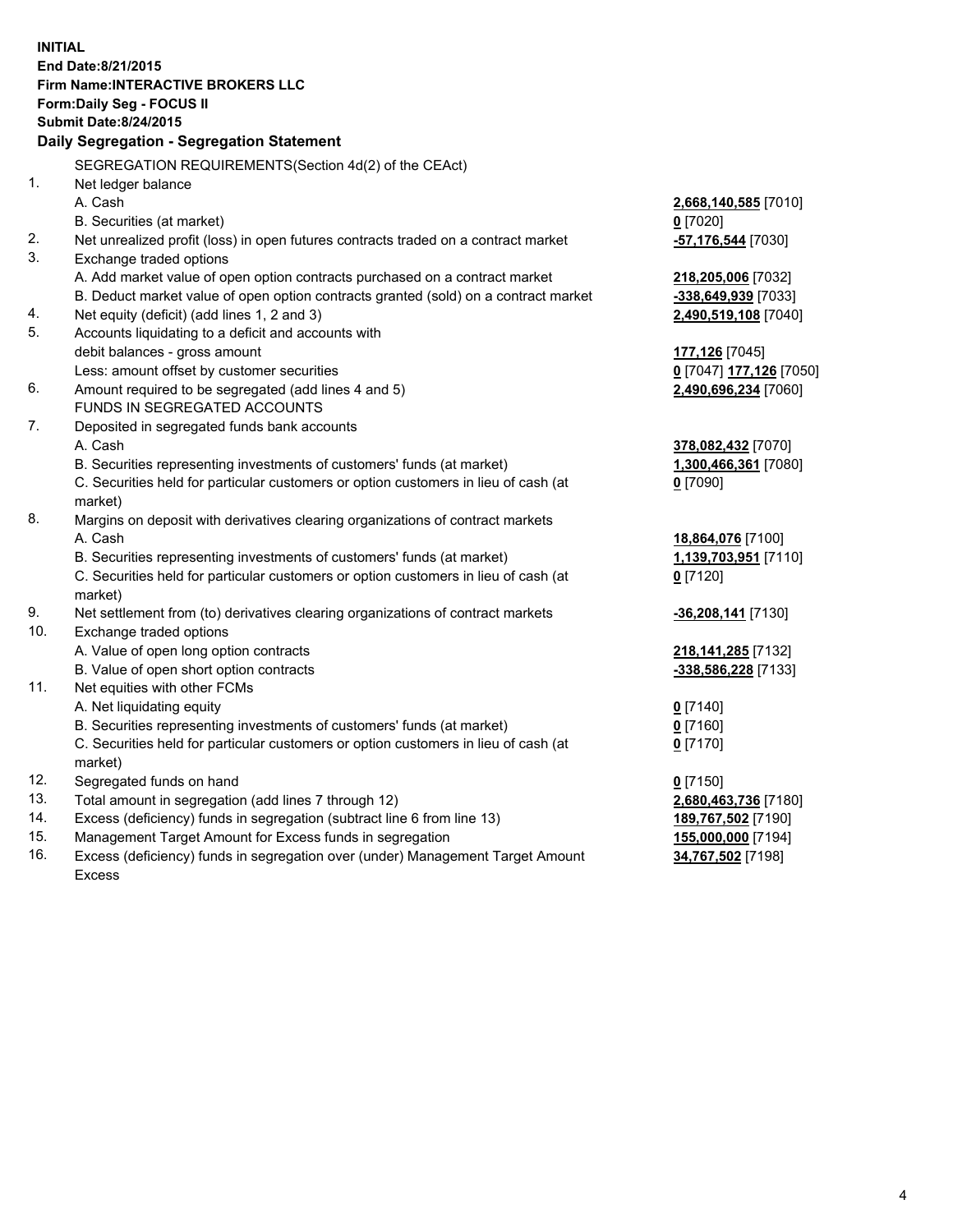**INITIAL**
**End Date:8/21/2015**
**Firm Name:INTERACTIVE BROKERS LLC**
**Form:Daily Seg - FOCUS II**
**Submit Date:8/24/2015**

## Daily Segregation - Segregation Statement

SEGREGATION REQUIREMENTS(Section 4d(2) of the CEAct)

| | | |
|---|---|---|
| 1. | Net ledger balance | |
| | A. Cash | **2,668,140,585** [7010] |
| | B. Securities (at market) | **0** [7020] |
| 2. | Net unrealized profit (loss) in open futures contracts traded on a contract market | **-57,176,544** [7030] |
| 3. | Exchange traded options | |
| | A. Add market value of open option contracts purchased on a contract market | **218,205,006** [7032] |
| | B. Deduct market value of open option contracts granted (sold) on a contract market | **-338,649,939** [7033] |
| 4. | Net equity (deficit) (add lines 1, 2 and 3) | **2,490,519,108** [7040] |
| 5. | Accounts liquidating to a deficit and accounts with | |
| | debit balances - gross amount | **177,126** [7045] |
| | Less: amount offset by customer securities | **0** [7047] **177,126** [7050] |
| 6. | Amount required to be segregated (add lines 4 and 5) | **2,490,696,234** [7060] |
| | FUNDS IN SEGREGATED ACCOUNTS | |
| 7. | Deposited in segregated funds bank accounts | |
| | A. Cash | **378,082,432** [7070] |
| | B. Securities representing investments of customers' funds (at market) | **1,300,466,361** [7080] |
| | C. Securities held for particular customers or option customers in lieu of cash (at market) | **0** [7090] |
| 8. | Margins on deposit with derivatives clearing organizations of contract markets | |
| | A. Cash | **18,864,076** [7100] |
| | B. Securities representing investments of customers' funds (at market) | **1,139,703,951** [7110] |
| | C. Securities held for particular customers or option customers in lieu of cash (at market) | **0** [7120] |
| 9. | Net settlement from (to) derivatives clearing organizations of contract markets | **-36,208,141** [7130] |
| 10. | Exchange traded options | |
| | A. Value of open long option contracts | **218,141,285** [7132] |
| | B. Value of open short option contracts | **-338,586,228** [7133] |
| 11. | Net equities with other FCMs | |
| | A. Net liquidating equity | **0** [7140] |
| | B. Securities representing investments of customers' funds (at market) | **0** [7160] |
| | C. Securities held for particular customers or option customers in lieu of cash (at market) | **0** [7170] |
| 12. | Segregated funds on hand | **0** [7150] |
| 13. | Total amount in segregation (add lines 7 through 12) | **2,680,463,736** [7180] |
| 14. | Excess (deficiency) funds in segregation (subtract line 6 from line 13) | **189,767,502** [7190] |
| 15. | Management Target Amount for Excess funds in segregation | **155,000,000** [7194] |
| 16. | Excess (deficiency) funds in segregation over (under) Management Target Amount Excess | **34,767,502** [7198] |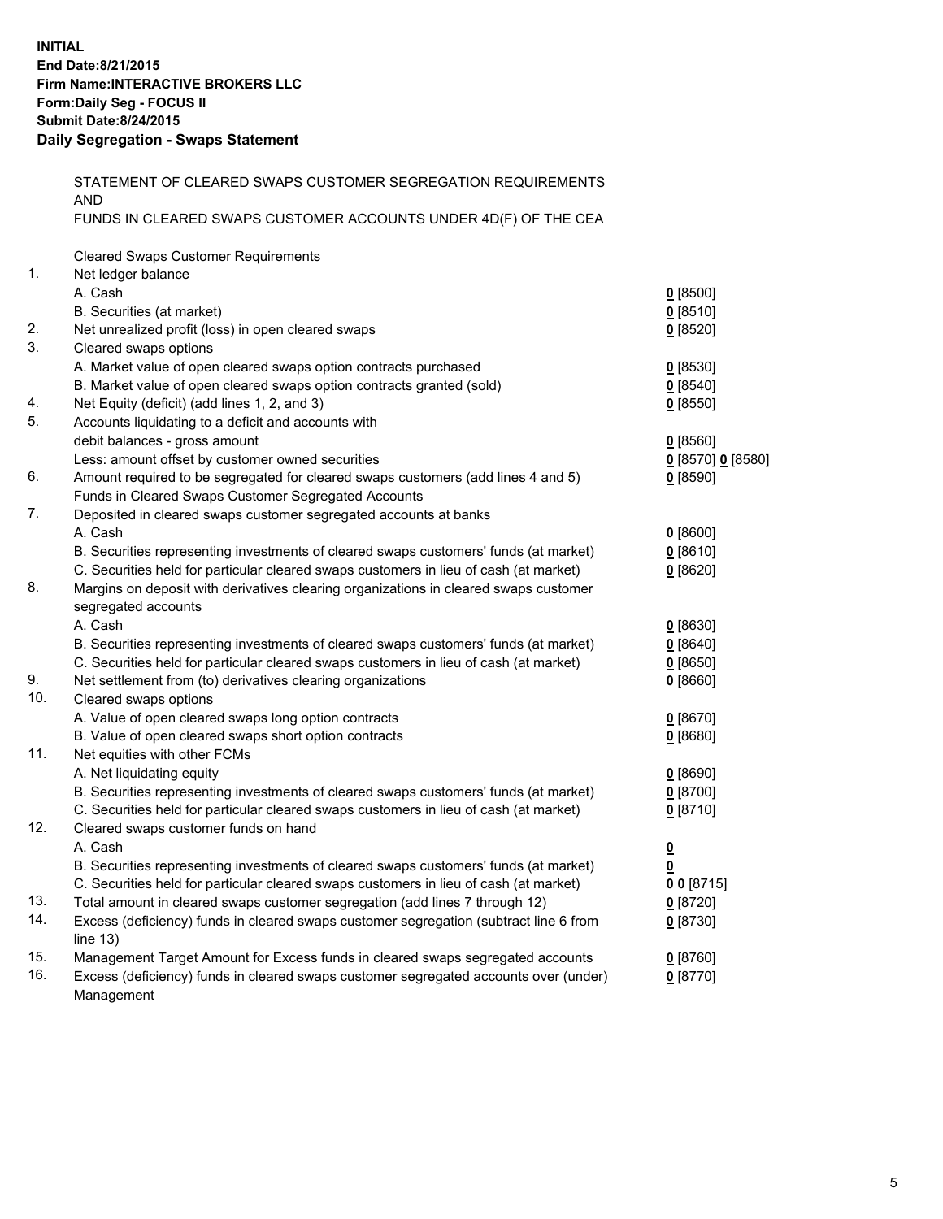**INITIAL**
**End Date:8/21/2015**
**Firm Name:INTERACTIVE BROKERS LLC**
**Form:Daily Seg - FOCUS II**
**Submit Date:8/24/2015**
**Daily Segregation - Swaps Statement**

STATEMENT OF CLEARED SWAPS CUSTOMER SEGREGATION REQUIREMENTS AND FUNDS IN CLEARED SWAPS CUSTOMER ACCOUNTS UNDER 4D(F) OF THE CEA

| | | |
|---|---|---|
| | Cleared Swaps Customer Requirements | |
| 1. | Net ledger balance | |
| | A. Cash | 0 [8500] |
| | B. Securities (at market) | 0 [8510] |
| 2. | Net unrealized profit (loss) in open cleared swaps | 0 [8520] |
| 3. | Cleared swaps options | |
| | A. Market value of open cleared swaps option contracts purchased | 0 [8530] |
| | B. Market value of open cleared swaps option contracts granted (sold) | 0 [8540] |
| 4. | Net Equity (deficit) (add lines 1, 2, and 3) | 0 [8550] |
| 5. | Accounts liquidating to a deficit and accounts with debit balances - gross amount | 0 [8560] |
| | Less: amount offset by customer owned securities | 0 [8570] 0 [8580] |
| 6. | Amount required to be segregated for cleared swaps customers (add lines 4 and 5) | 0 [8590] |
| | Funds in Cleared Swaps Customer Segregated Accounts | |
| 7. | Deposited in cleared swaps customer segregated accounts at banks | |
| | A. Cash | 0 [8600] |
| | B. Securities representing investments of cleared swaps customers' funds (at market) | 0 [8610] |
| | C. Securities held for particular cleared swaps customers in lieu of cash (at market) | 0 [8620] |
| 8. | Margins on deposit with derivatives clearing organizations in cleared swaps customer segregated accounts | |
| | A. Cash | 0 [8630] |
| | B. Securities representing investments of cleared swaps customers' funds (at market) | 0 [8640] |
| | C. Securities held for particular cleared swaps customers in lieu of cash (at market) | 0 [8650] |
| 9. | Net settlement from (to) derivatives clearing organizations | 0 [8660] |
| 10. | Cleared swaps options | |
| | A. Value of open cleared swaps long option contracts | 0 [8670] |
| | B. Value of open cleared swaps short option contracts | 0 [8680] |
| 11. | Net equities with other FCMs | |
| | A. Net liquidating equity | 0 [8690] |
| | B. Securities representing investments of cleared swaps customers' funds (at market) | 0 [8700] |
| | C. Securities held for particular cleared swaps customers in lieu of cash (at market) | 0 [8710] |
| 12. | Cleared swaps customer funds on hand | |
| | A. Cash | 0 |
| | B. Securities representing investments of cleared swaps customers' funds (at market) | 0 |
| | C. Securities held for particular cleared swaps customers in lieu of cash (at market) | 0 0 [8715] |
| 13. | Total amount in cleared swaps customer segregation (add lines 7 through 12) | 0 [8720] |
| 14. | Excess (deficiency) funds in cleared swaps customer segregation (subtract line 6 from line 13) | 0 [8730] |
| 15. | Management Target Amount for Excess funds in cleared swaps segregated accounts | 0 [8760] |
| 16. | Excess (deficiency) funds in cleared swaps customer segregated accounts over (under) Management | 0 [8770] |